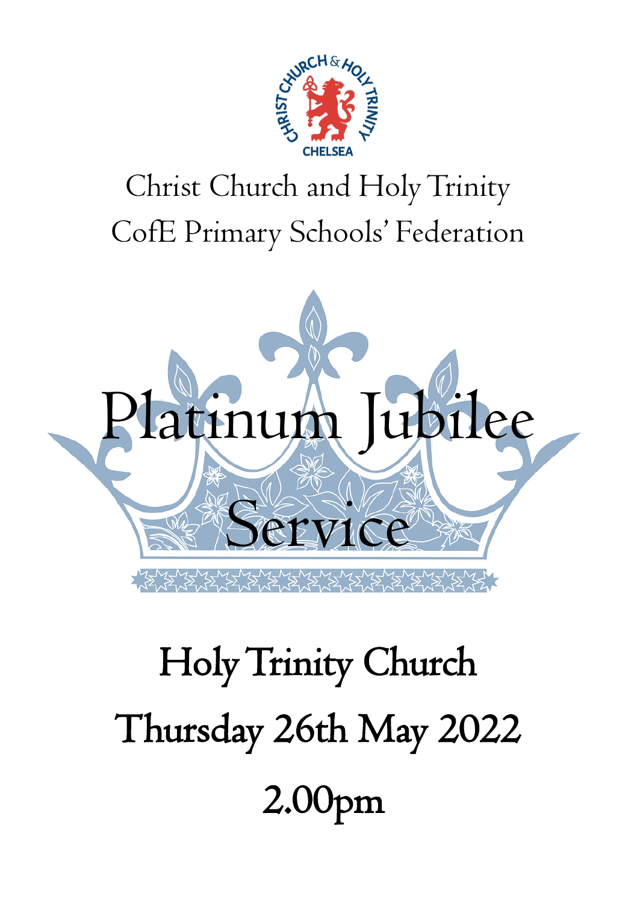Christ Church and Holy Trinity
CofE Primary Schools' Federation

# Platinum Jubilee Service

Holy Trinity Church

Thursday 26th May 2022

2.00pm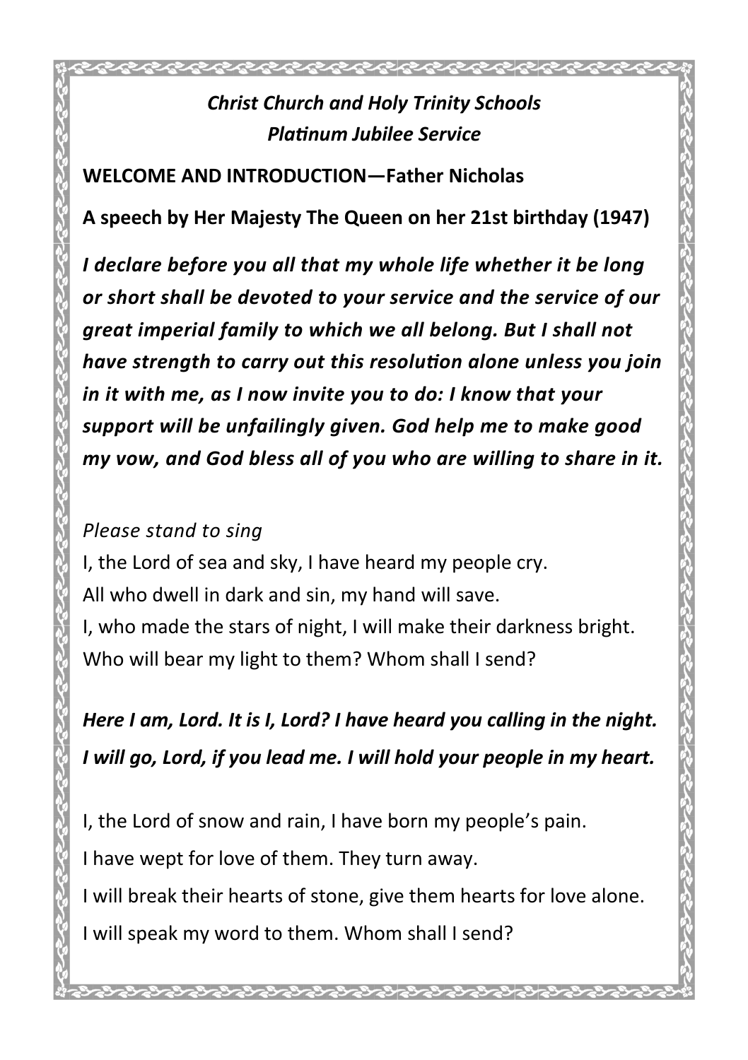***Christ Church and Holy Trinity Schools***
***Platinum Jubilee Service***

**WELCOME AND INTRODUCTION—Father Nicholas**

**A speech by Her Majesty The Queen on her 21st birthday (1947)**

***I declare before you all that my whole life whether it be long or short shall be devoted to your service and the service of our great imperial family to which we all belong. But I shall not have strength to carry out this resolution alone unless you join in it with me, as I now invite you to do: I know that your support will be unfailingly given. God help me to make good my vow, and God bless all of you who are willing to share in it.***

*Please stand to sing*

I, the Lord of sea and sky, I have heard my people cry.
All who dwell in dark and sin, my hand will save.
I, who made the stars of night, I will make their darkness bright.
Who will bear my light to them? Whom shall I send?

***Here I am, Lord. It is I, Lord? I have heard you calling in the night.***
***I will go, Lord, if you lead me. I will hold your people in my heart.***

I, the Lord of snow and rain, I have born my people's pain.
I have wept for love of them. They turn away.
I will break their hearts of stone, give them hearts for love alone.
I will speak my word to them. Whom shall I send?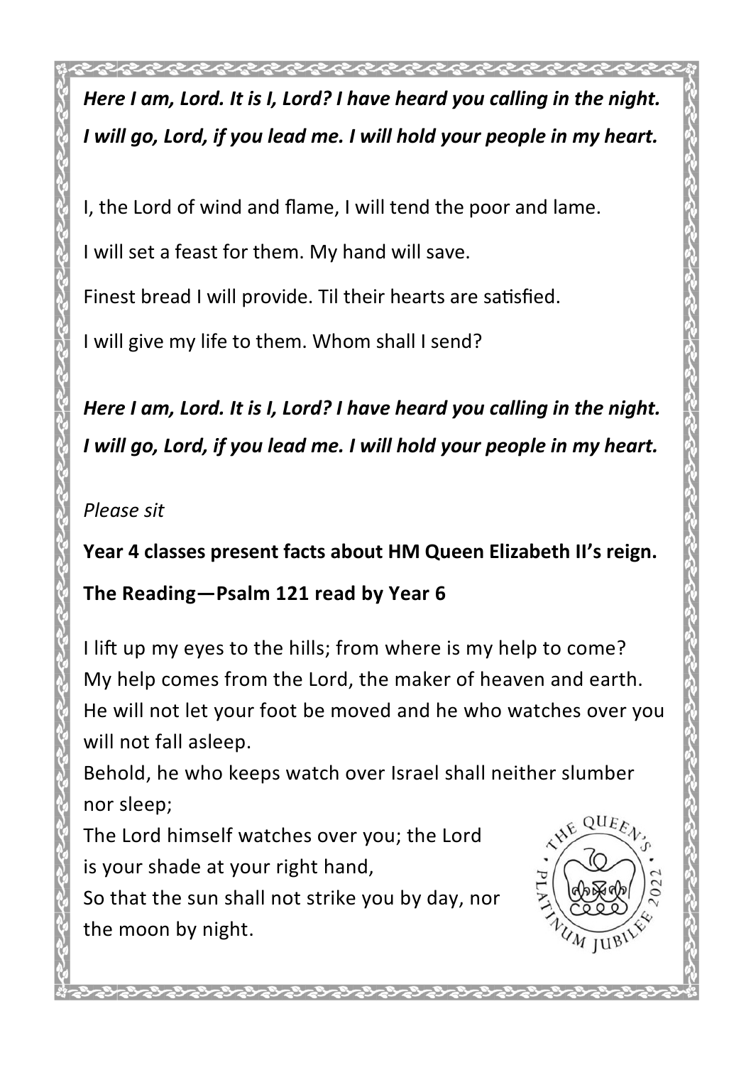***Here I am, Lord. It is I, Lord? I have heard you calling in the night.***
***I will go, Lord, if you lead me. I will hold your people in my heart.***

I, the Lord of wind and flame, I will tend the poor and lame.

I will set a feast for them. My hand will save.

Finest bread I will provide. Til their hearts are satisfied.

I will give my life to them. Whom shall I send?

***Here I am, Lord. It is I, Lord? I have heard you calling in the night.***
***I will go, Lord, if you lead me. I will hold your people in my heart.***

*Please sit*

**Year 4 classes present facts about HM Queen Elizabeth II's reign.**

**The Reading—Psalm 121 read by Year 6**

I lift up my eyes to the hills; from where is my help to come?
My help comes from the Lord, the maker of heaven and earth.
He will not let your foot be moved and he who watches over you will not fall asleep.
Behold, he who keeps watch over Israel shall neither slumber nor sleep;
The Lord himself watches over you; the Lord is your shade at your right hand,
So that the sun shall not strike you by day, nor the moon by night.

THE QUEEN'S PLATINUM JUBILEE 2022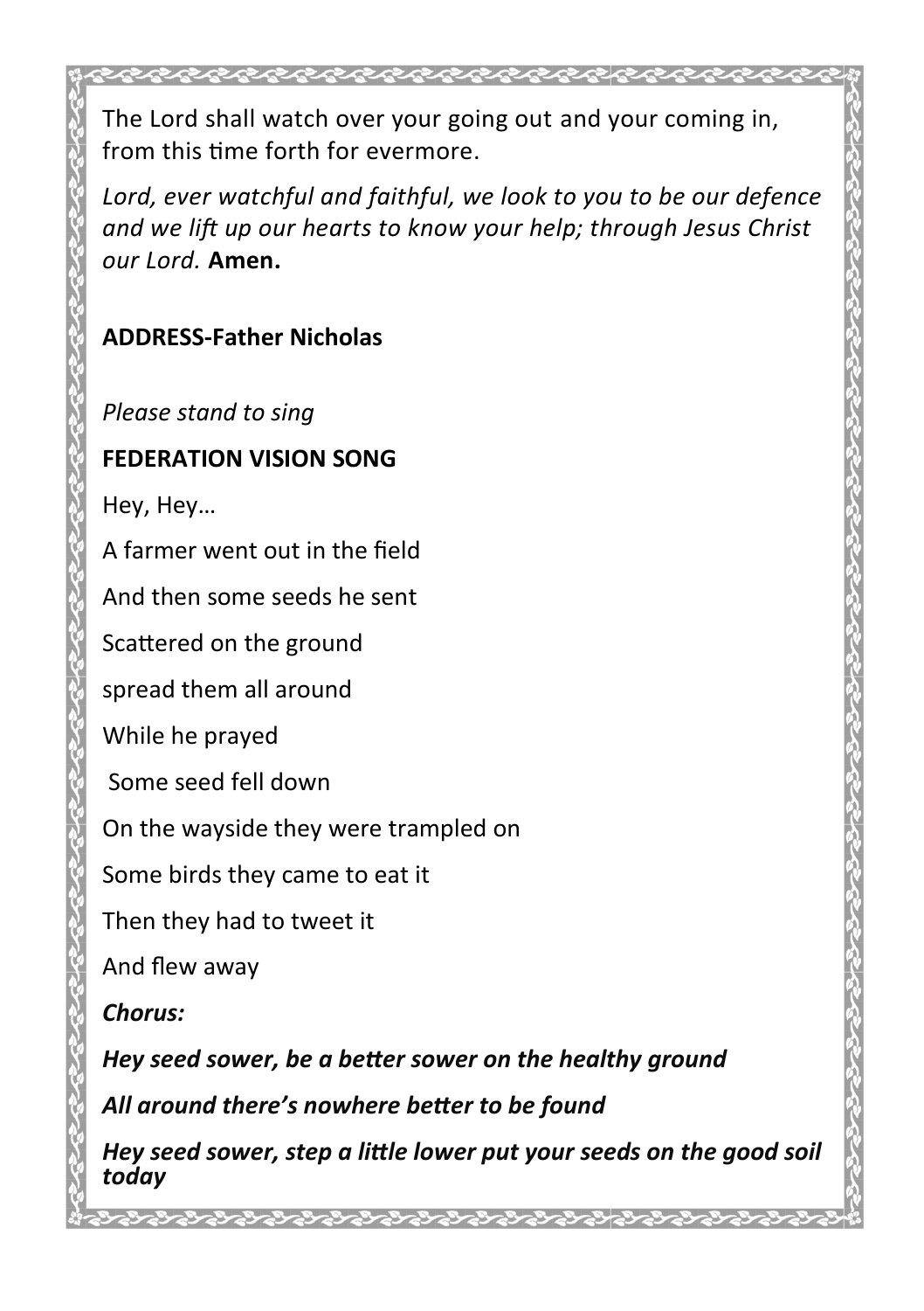The Lord shall watch over your going out and your coming in, from this time forth for evermore.

*Lord, ever watchful and faithful, we look to you to be our defence and we lift up our hearts to know your help; through Jesus Christ our Lord.* **Amen.**

**ADDRESS-Father Nicholas**

*Please stand to sing*

**FEDERATION VISION SONG**

Hey, Hey…

A farmer went out in the field

And then some seeds he sent

Scattered on the ground

spread them all around

While he prayed

Some seed fell down

On the wayside they were trampled on

Some birds they came to eat it

Then they had to tweet it

And flew away

***Chorus:***

***Hey seed sower, be a better sower on the healthy ground***

***All around there's nowhere better to be found***

***Hey seed sower, step a little lower put your seeds on the good soil today***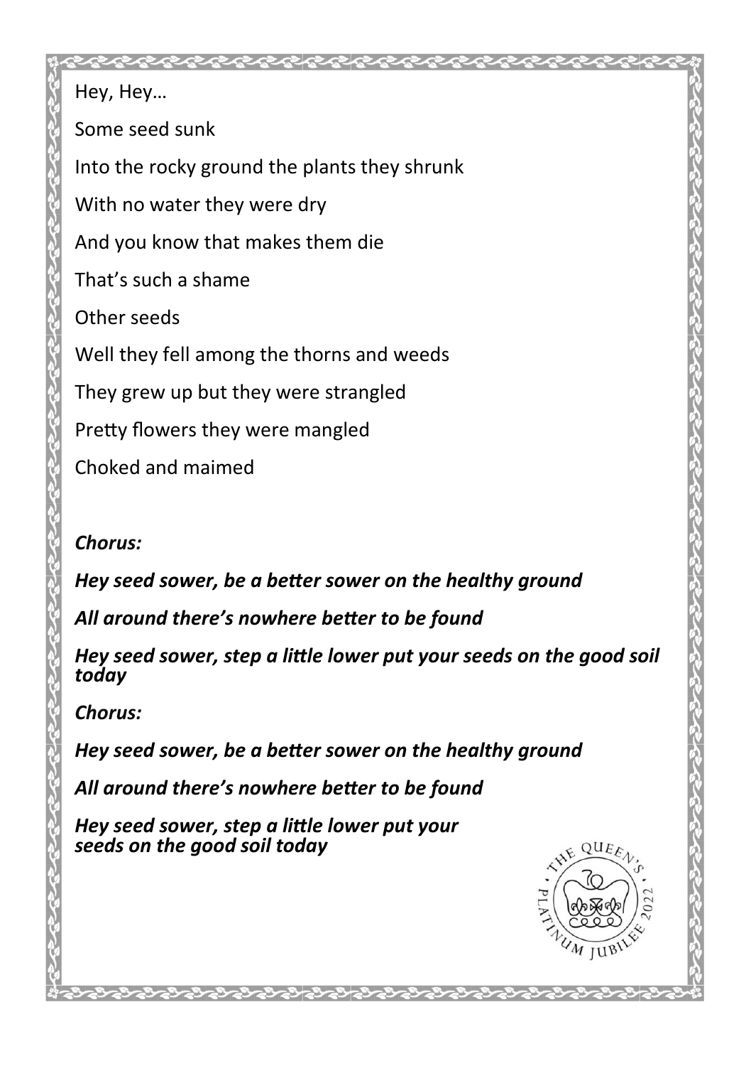Hey, Hey…

Some seed sunk

Into the rocky ground the plants they shrunk

With no water they were dry

And you know that makes them die

That's such a shame

Other seeds

Well they fell among the thorns and weeds

They grew up but they were strangled

Pretty flowers they were mangled

Choked and maimed

***Chorus:***

***Hey seed sower, be a better sower on the healthy ground***

***All around there's nowhere better to be found***

***Hey seed sower, step a little lower put your seeds on the good soil today***

***Chorus:***

***Hey seed sower, be a better sower on the healthy ground***

***All around there's nowhere better to be found***

***Hey seed sower, step a little lower put your seeds on the good soil today***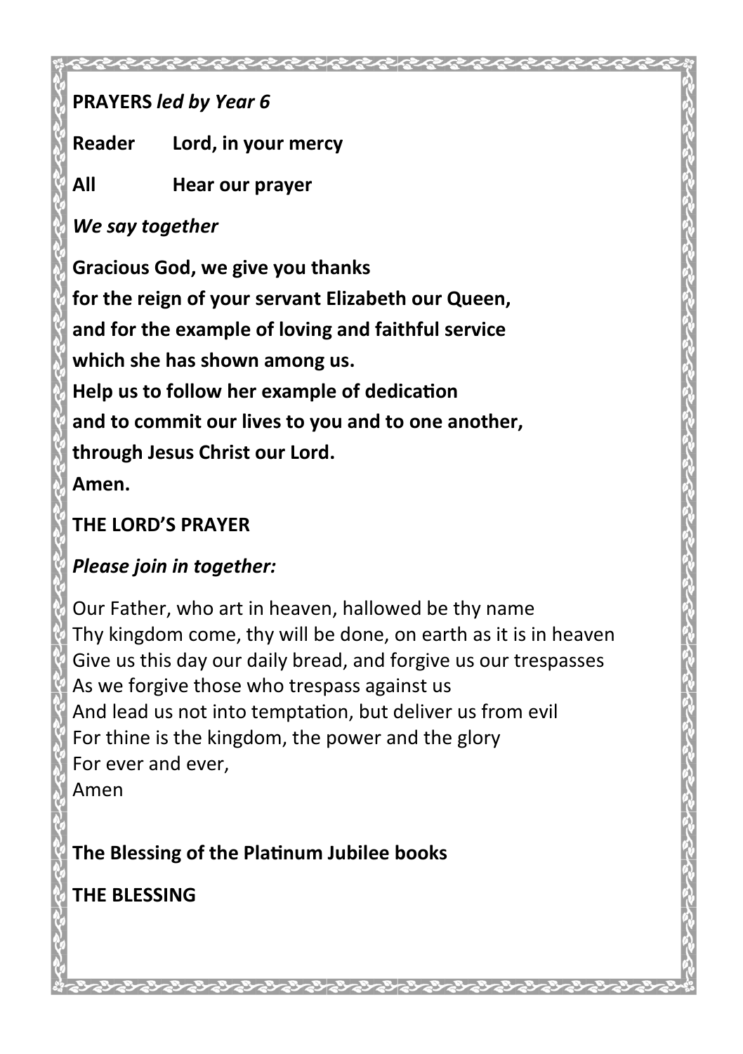**PRAYERS** ***led by Year 6***

**Reader** **Lord, in your mercy**

**All** **Hear our prayer**

***We say together***

**Gracious God, we give you thanks**
**for the reign of your servant Elizabeth our Queen,**
**and for the example of loving and faithful service**
**which she has shown among us.**
**Help us to follow her example of dedication**
**and to commit our lives to you and to one another,**
**through Jesus Christ our Lord.**
**Amen.**

**THE LORD'S PRAYER**

***Please join in together:***

Our Father, who art in heaven, hallowed be thy name
Thy kingdom come, thy will be done, on earth as it is in heaven
Give us this day our daily bread, and forgive us our trespasses
As we forgive those who trespass against us
And lead us not into temptation, but deliver us from evil
For thine is the kingdom, the power and the glory
For ever and ever,
Amen

**The Blessing of the Platinum Jubilee books**

**THE BLESSING**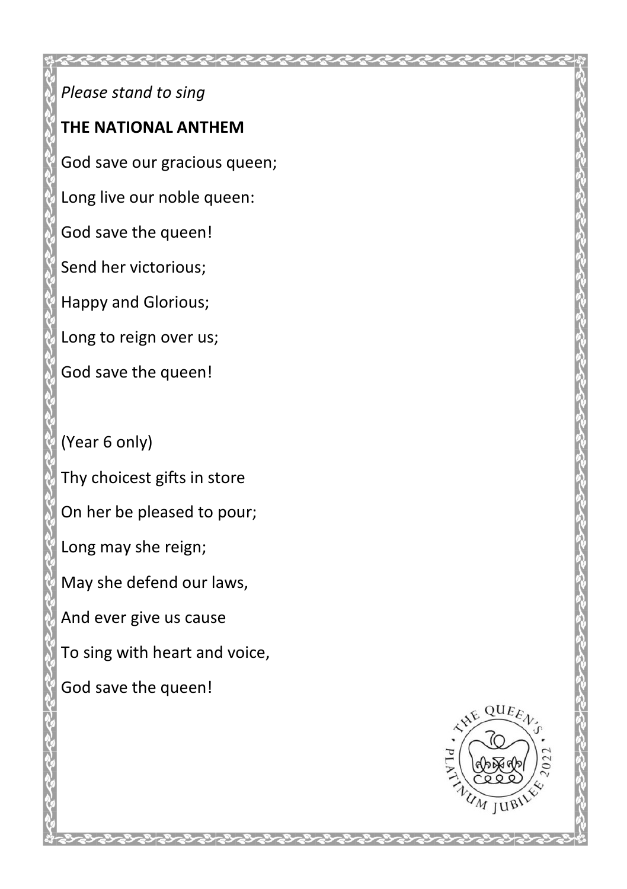*Please stand to sing*

**THE NATIONAL ANTHEM**

God save our gracious queen;

Long live our noble queen:

God save the queen!

Send her victorious;

Happy and Glorious;

Long to reign over us;

God save the queen!

(Year 6 only)

Thy choicest gifts in store

On her be pleased to pour;

Long may she reign;

May she defend our laws,

And ever give us cause

To sing with heart and voice,

God save the queen!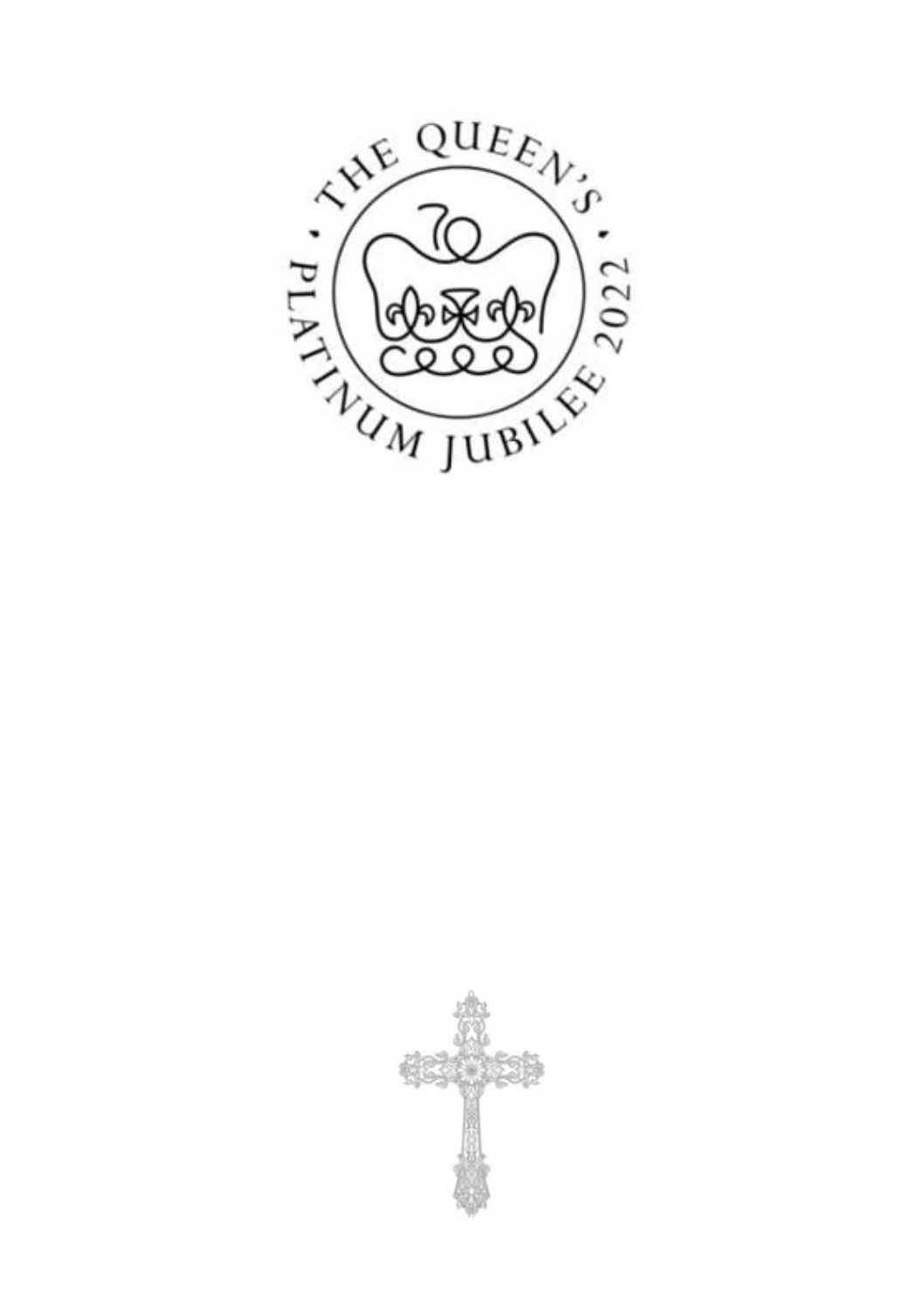THE QUEEN'S · PLATINUM JUBILEE 2022 ·